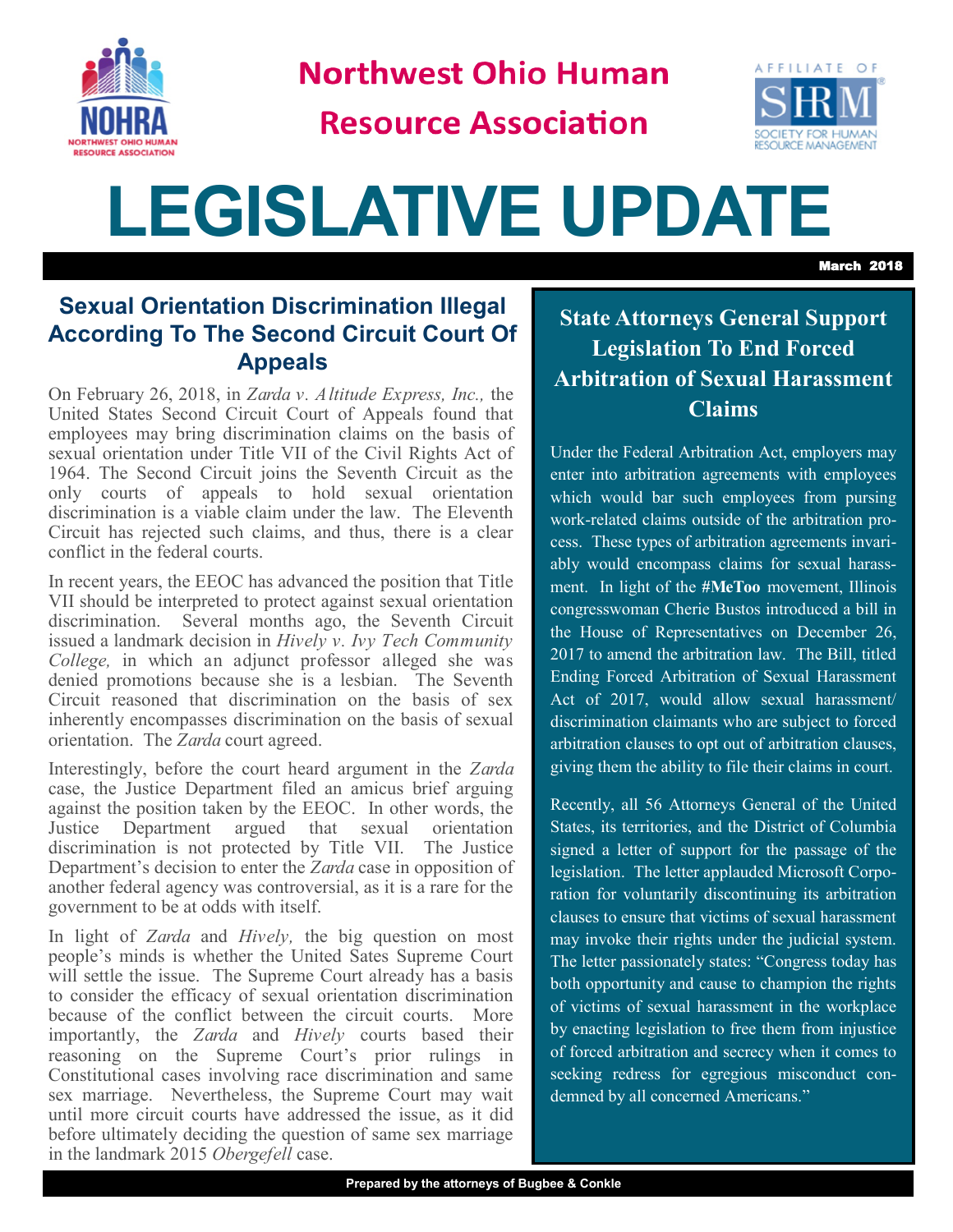# Northwest Ohio Human Resource Association

AFFILIATE OF SHRM SOCIETY FOR HUMAN RESOURCE MANAGEMENT

# LEGISLATIVE UPDATE

March 2018

## Sexual Orientation Discrimination Illegal According To The Second Circuit Court Of Appeals

On February 26, 2018, in *Zarda v. Altitude Express, Inc.,* the United States Second Circuit Court of Appeals found that employees may bring discrimination claims on the basis of sexual orientation under Title VII of the Civil Rights Act of 1964. The Second Circuit joins the Seventh Circuit as the only courts of appeals to hold sexual orientation discrimination is a viable claim under the law. The Eleventh Circuit has rejected such claims, and thus, there is a clear conflict in the federal courts.

In recent years, the EEOC has advanced the position that Title VII should be interpreted to protect against sexual orientation discrimination. Several months ago, the Seventh Circuit issued a landmark decision in *Hively v. Ivy Tech Community College,* in which an adjunct professor alleged she was denied promotions because she is a lesbian. The Seventh Circuit reasoned that discrimination on the basis of sex inherently encompasses discrimination on the basis of sexual orientation. The *Zarda* court agreed.

Interestingly, before the court heard argument in the *Zarda* case, the Justice Department filed an amicus brief arguing against the position taken by the EEOC. In other words, the Justice Department argued that sexual orientation discrimination is not protected by Title VII. The Justice Department's decision to enter the *Zarda* case in opposition of another federal agency was controversial, as it is a rare for the government to be at odds with itself.

In light of *Zarda* and *Hively,* the big question on most people's minds is whether the United Sates Supreme Court will settle the issue. The Supreme Court already has a basis to consider the efficacy of sexual orientation discrimination because of the conflict between the circuit courts. More importantly, the *Zarda* and *Hively* courts based their reasoning on the Supreme Court's prior rulings in Constitutional cases involving race discrimination and same sex marriage. Nevertheless, the Supreme Court may wait until more circuit courts have addressed the issue, as it did before ultimately deciding the question of same sex marriage in the landmark 2015 *Obergefell* case.

## State Attorneys General Support Legislation To End Forced Arbitration of Sexual Harassment Claims

Under the Federal Arbitration Act, employers may enter into arbitration agreements with employees which would bar such employees from pursing work-related claims outside of the arbitration process. These types of arbitration agreements invariably would encompass claims for sexual harassment. In light of the **#MeToo** movement, Illinois congresswoman Cherie Bustos introduced a bill in the House of Representatives on December 26, 2017 to amend the arbitration law. The Bill, titled Ending Forced Arbitration of Sexual Harassment Act of 2017, would allow sexual harassment/ discrimination claimants who are subject to forced arbitration clauses to opt out of arbitration clauses, giving them the ability to file their claims in court.

Recently, all 56 Attorneys General of the United States, its territories, and the District of Columbia signed a letter of support for the passage of the legislation. The letter applauded Microsoft Corporation for voluntarily discontinuing its arbitration clauses to ensure that victims of sexual harassment may invoke their rights under the judicial system. The letter passionately states: "Congress today has both opportunity and cause to champion the rights of victims of sexual harassment in the workplace by enacting legislation to free them from injustice of forced arbitration and secrecy when it comes to seeking redress for egregious misconduct condemned by all concerned Americans."

Prepared by the attorneys of Bugbee & Conkle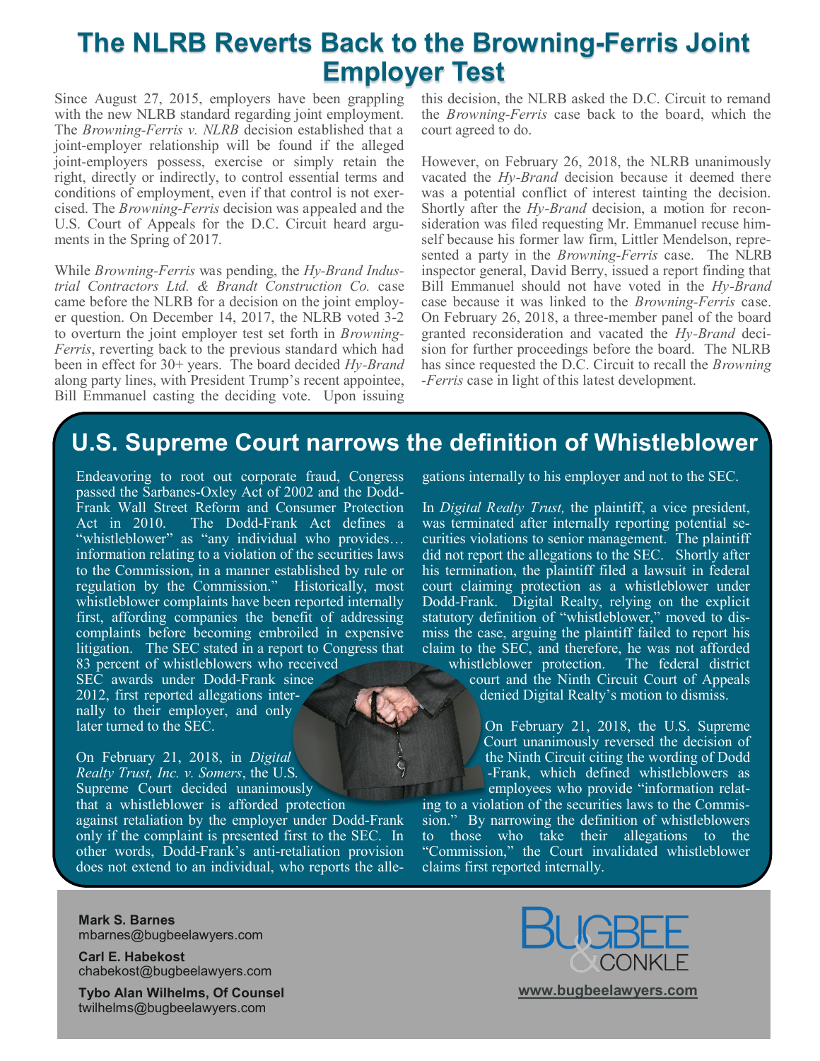# The NLRB Reverts Back to the Browning-Ferris Joint Employer Test

Since August 27, 2015, employers have been grappling with the new NLRB standard regarding joint employment. The *Browning-Ferris v. NLRB* decision established that a joint-employer relationship will be found if the alleged joint-employers possess, exercise or simply retain the right, directly or indirectly, to control essential terms and conditions of employment, even if that control is not exercised. The *Browning-Ferris* decision was appealed and the U.S. Court of Appeals for the D.C. Circuit heard arguments in the Spring of 2017.

While *Browning-Ferris* was pending, the *Hy-Brand Industrial Contractors Ltd. & Brandt Construction Co.* case came before the NLRB for a decision on the joint employer question. On December 14, 2017, the NLRB voted 3-2 to overturn the joint employer test set forth in *Browning-Ferris*, reverting back to the previous standard which had been in effect for 30+ years. The board decided *Hy-Brand* along party lines, with President Trump's recent appointee, Bill Emmanuel casting the deciding vote. Upon issuing this decision, the NLRB asked the D.C. Circuit to remand the *Browning-Ferris* case back to the board, which the court agreed to do.

However, on February 26, 2018, the NLRB unanimously vacated the *Hy-Brand* decision because it deemed there was a potential conflict of interest tainting the decision. Shortly after the *Hy-Brand* decision, a motion for reconsideration was filed requesting Mr. Emmanuel recuse himself because his former law firm, Littler Mendelson, represented a party in the *Browning-Ferris* case. The NLRB inspector general, David Berry, issued a report finding that Bill Emmanuel should not have voted in the *Hy-Brand* case because it was linked to the *Browning-Ferris* case. On February 26, 2018, a three-member panel of the board granted reconsideration and vacated the *Hy-Brand* decision for further proceedings before the board. The NLRB has since requested the D.C. Circuit to recall the *Browning-Ferris* case in light of this latest development.

## U.S. Supreme Court narrows the definition of Whistleblower

Endeavoring to root out corporate fraud, Congress passed the Sarbanes-Oxley Act of 2002 and the Dodd-Frank Wall Street Reform and Consumer Protection Act in 2010. The Dodd-Frank Act defines a "whistleblower" as "any individual who provides… information relating to a violation of the securities laws to the Commission, in a manner established by rule or regulation by the Commission." Historically, most whistleblower complaints have been reported internally first, affording companies the benefit of addressing complaints before becoming embroiled in expensive litigation. The SEC stated in a report to Congress that 83 percent of whistleblowers who received SEC awards under Dodd-Frank since 2012, first reported allegations internally to their employer, and only later turned to the SEC.

On February 21, 2018, in *Digital Realty Trust, Inc. v. Somers*, the U.S. Supreme Court decided unanimously that a whistleblower is afforded protection against retaliation by the employer under Dodd-Frank only if the complaint is presented first to the SEC. In other words, Dodd-Frank's anti-retaliation provision does not extend to an individual, who reports the allegations internally to his employer and not to the SEC.

In *Digital Realty Trust,* the plaintiff, a vice president, was terminated after internally reporting potential securities violations to senior management. The plaintiff did not report the allegations to the SEC. Shortly after his termination, the plaintiff filed a lawsuit in federal court claiming protection as a whistleblower under Dodd-Frank. Digital Realty, relying on the explicit statutory definition of "whistleblower," moved to dismiss the case, arguing the plaintiff failed to report his claim to the SEC, and therefore, he was not afforded whistleblower protection. The federal district court and the Ninth Circuit Court of Appeals denied Digital Realty's motion to dismiss.

On February 21, 2018, the U.S. Supreme Court unanimously reversed the decision of the Ninth Circuit citing the wording of Dodd-Frank, which defined whistleblowers as employees who provide "information relating to a violation of the securities laws to the Commission." By narrowing the definition of whistleblowers to those who take their allegations to the "Commission," the Court invalidated whistleblower claims first reported internally.

**Mark S. Barnes**
mbarnes@bugbeelawyers.com

**Carl E. Habekost**
chabekost@bugbeelawyers.com

**Tybo Alan Wilhelms, Of Counsel**
twilhelms@bugbeelawyers.com

BUGBEE & CONKLE

www.bugbeelawyers.com